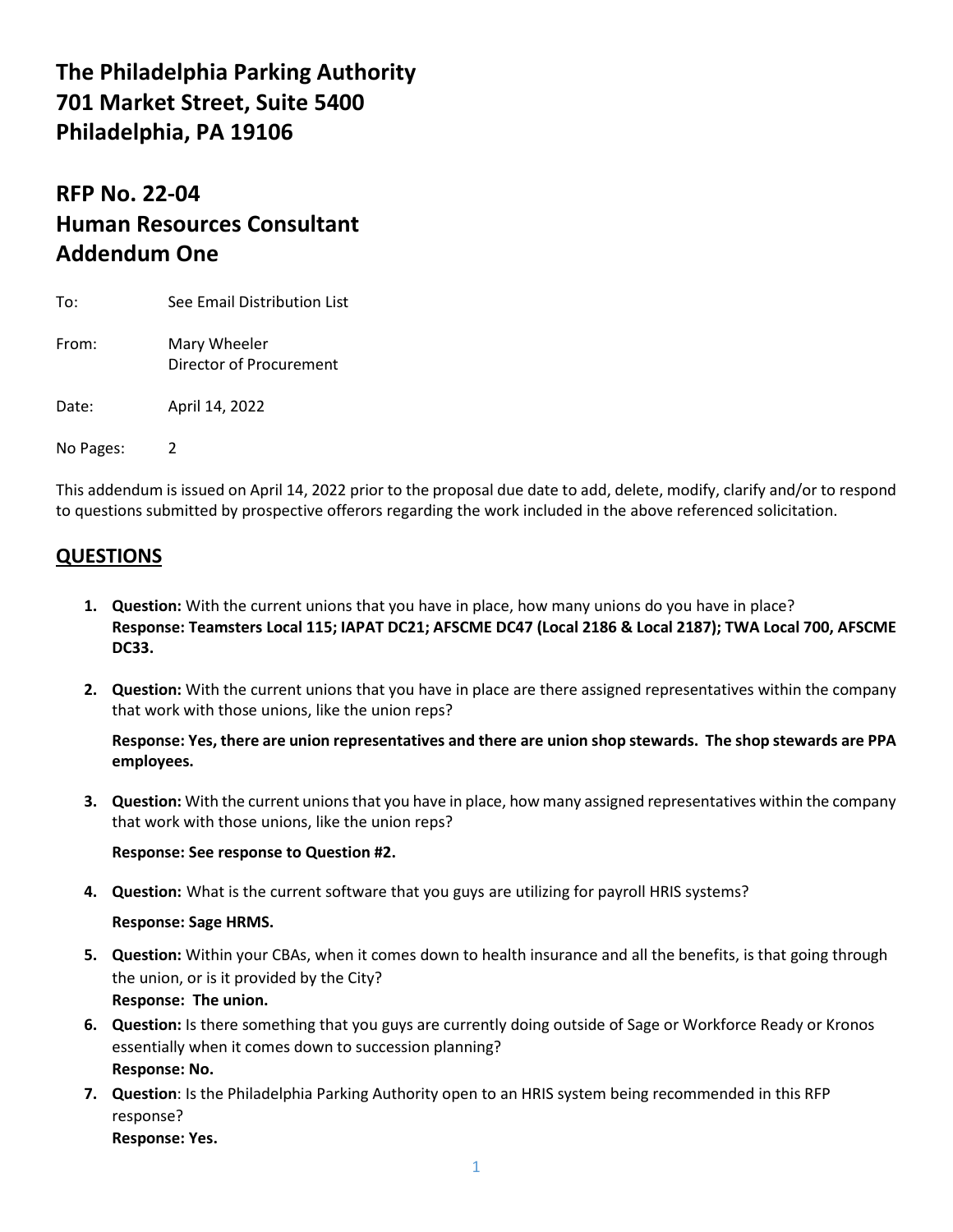# The Philadelphia Parking Authority
# 701 Market Street, Suite 5400
# Philadelphia, PA 19106

## RFP No. 22-04
## Human Resources Consultant
## Addendum One

To: See Email Distribution List

From: Mary Wheeler
Director of Procurement

Date: April 14, 2022

No Pages: 2

This addendum is issued on April 14, 2022 prior to the proposal due date to add, delete, modify, clarify and/or to respond to questions submitted by prospective offerors regarding the work included in the above referenced solicitation.

## QUESTIONS

1. **Question:** With the current unions that you have in place, how many unions do you have in place?
   **Response: Teamsters Local 115; IAPAT DC21; AFSCME DC47 (Local 2186 & Local 2187); TWA Local 700, AFSCME DC33.**

2. **Question:** With the current unions that you have in place are there assigned representatives within the company that work with those unions, like the union reps?

   **Response: Yes, there are union representatives and there are union shop stewards. The shop stewards are PPA employees.**

3. **Question:** With the current unions that you have in place, how many assigned representatives within the company that work with those unions, like the union reps?

   **Response: See response to Question #2.**

4. **Question:** What is the current software that you guys are utilizing for payroll HRIS systems?

   **Response: Sage HRMS.**

5. **Question:** Within your CBAs, when it comes down to health insurance and all the benefits, is that going through the union, or is it provided by the City?
   **Response: The union.**

6. **Question:** Is there something that you guys are currently doing outside of Sage or Workforce Ready or Kronos essentially when it comes down to succession planning?
   **Response: No.**

7. **Question**: Is the Philadelphia Parking Authority open to an HRIS system being recommended in this RFP response?
   **Response: Yes.**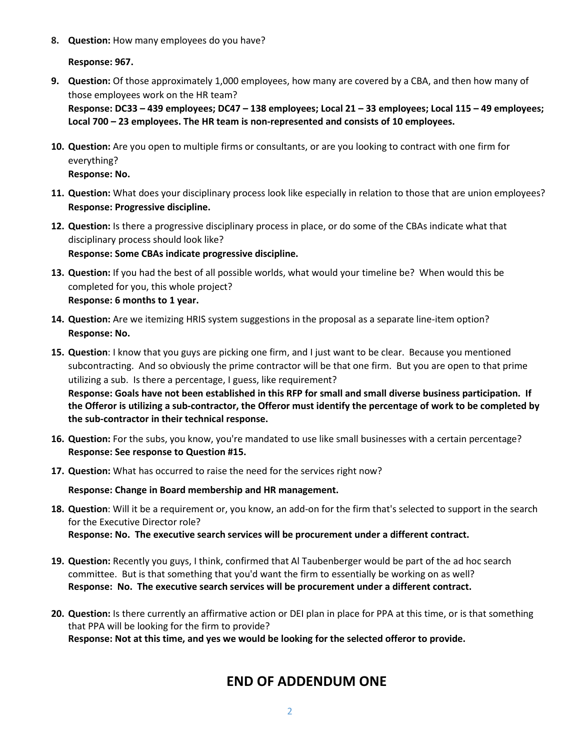8. **Question:** How many employees do you have?

   **Response: 967.**

9. **Question:** Of those approximately 1,000 employees, how many are covered by a CBA, and then how many of those employees work on the HR team?
   **Response: DC33 – 439 employees; DC47 – 138 employees; Local 21 – 33 employees; Local 115 – 49 employees; Local 700 – 23 employees. The HR team is non-represented and consists of 10 employees.**

10. **Question:** Are you open to multiple firms or consultants, or are you looking to contract with one firm for everything?
    **Response: No.**

11. **Question:** What does your disciplinary process look like especially in relation to those that are union employees?
    **Response: Progressive discipline.**

12. **Question:** Is there a progressive disciplinary process in place, or do some of the CBAs indicate what that disciplinary process should look like?
    **Response: Some CBAs indicate progressive discipline.**

13. **Question:** If you had the best of all possible worlds, what would your timeline be? When would this be completed for you, this whole project?
    **Response: 6 months to 1 year.**

14. **Question:** Are we itemizing HRIS system suggestions in the proposal as a separate line-item option?
    **Response: No.**

15. **Question**: I know that you guys are picking one firm, and I just want to be clear. Because you mentioned subcontracting. And so obviously the prime contractor will be that one firm. But you are open to that prime utilizing a sub. Is there a percentage, I guess, like requirement?
    **Response: Goals have not been established in this RFP for small and small diverse business participation. If the Offeror is utilizing a sub-contractor, the Offeror must identify the percentage of work to be completed by the sub-contractor in their technical response.**

16. **Question:** For the subs, you know, you're mandated to use like small businesses with a certain percentage?
    **Response: See response to Question #15.**

17. **Question:** What has occurred to raise the need for the services right now?

    **Response: Change in Board membership and HR management.**

18. **Question**: Will it be a requirement or, you know, an add-on for the firm that's selected to support in the search for the Executive Director role?
    **Response: No. The executive search services will be procurement under a different contract.**

19. **Question:** Recently you guys, I think, confirmed that Al Taubenberger would be part of the ad hoc search committee. But is that something that you'd want the firm to essentially be working on as well?
    **Response: No. The executive search services will be procurement under a different contract.**

20. **Question:** Is there currently an affirmative action or DEI plan in place for PPA at this time, or is that something that PPA will be looking for the firm to provide?
    **Response: Not at this time, and yes we would be looking for the selected offeror to provide.**

## END OF ADDENDUM ONE